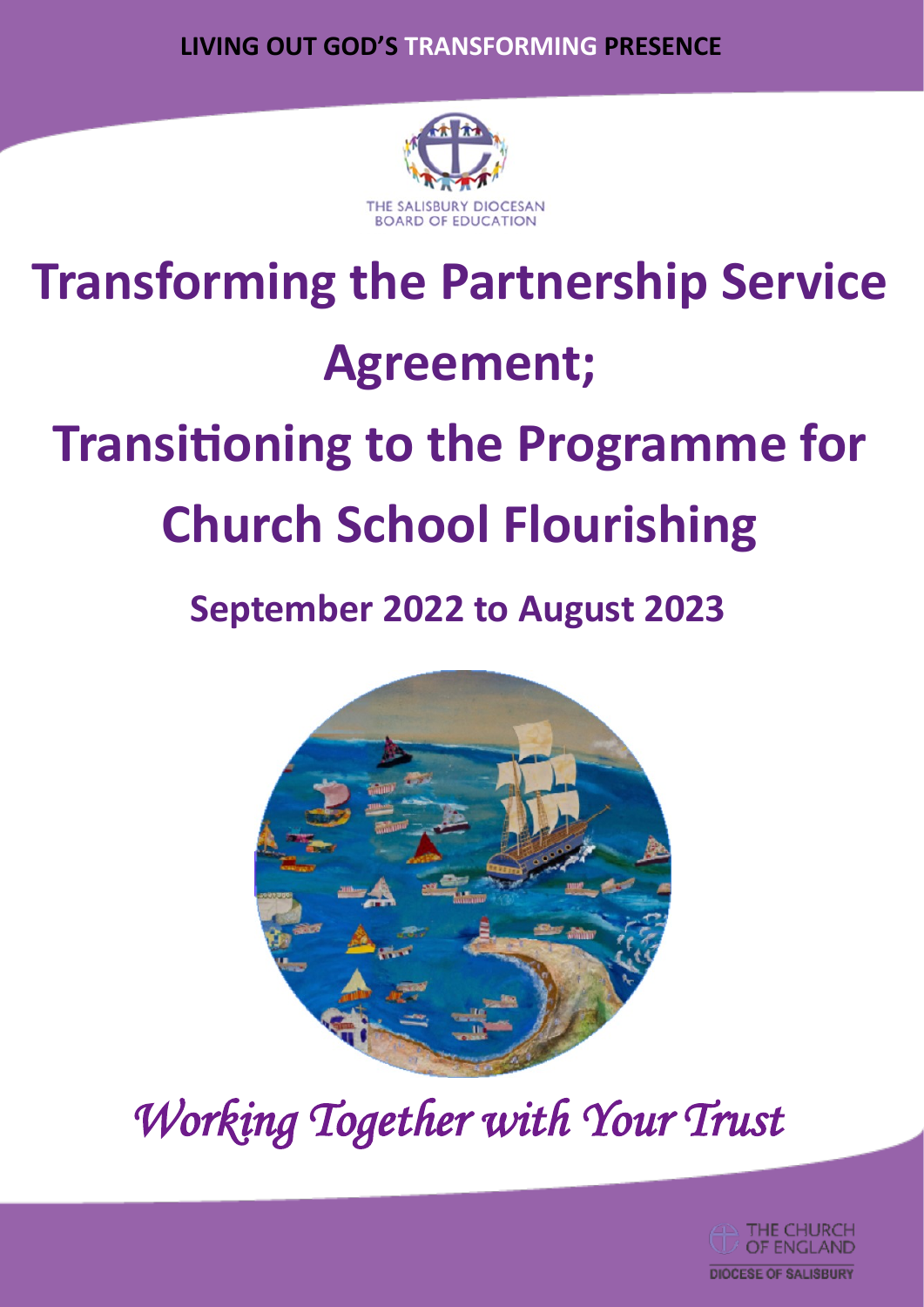**LIVING OUT GOD'S TRANSFORMING PRESENCE**

THE SALISBURY DIOCESAN BOARD OF EDUCATION

# Transforming the Partnership Service Agreement;

# Transitioning to the Programme for Church School Flourishing

## September 2022 to August 2023

*Working Together with Your Trust*

THE CHURCH OF ENGLAND
DIOCESE OF SALISBURY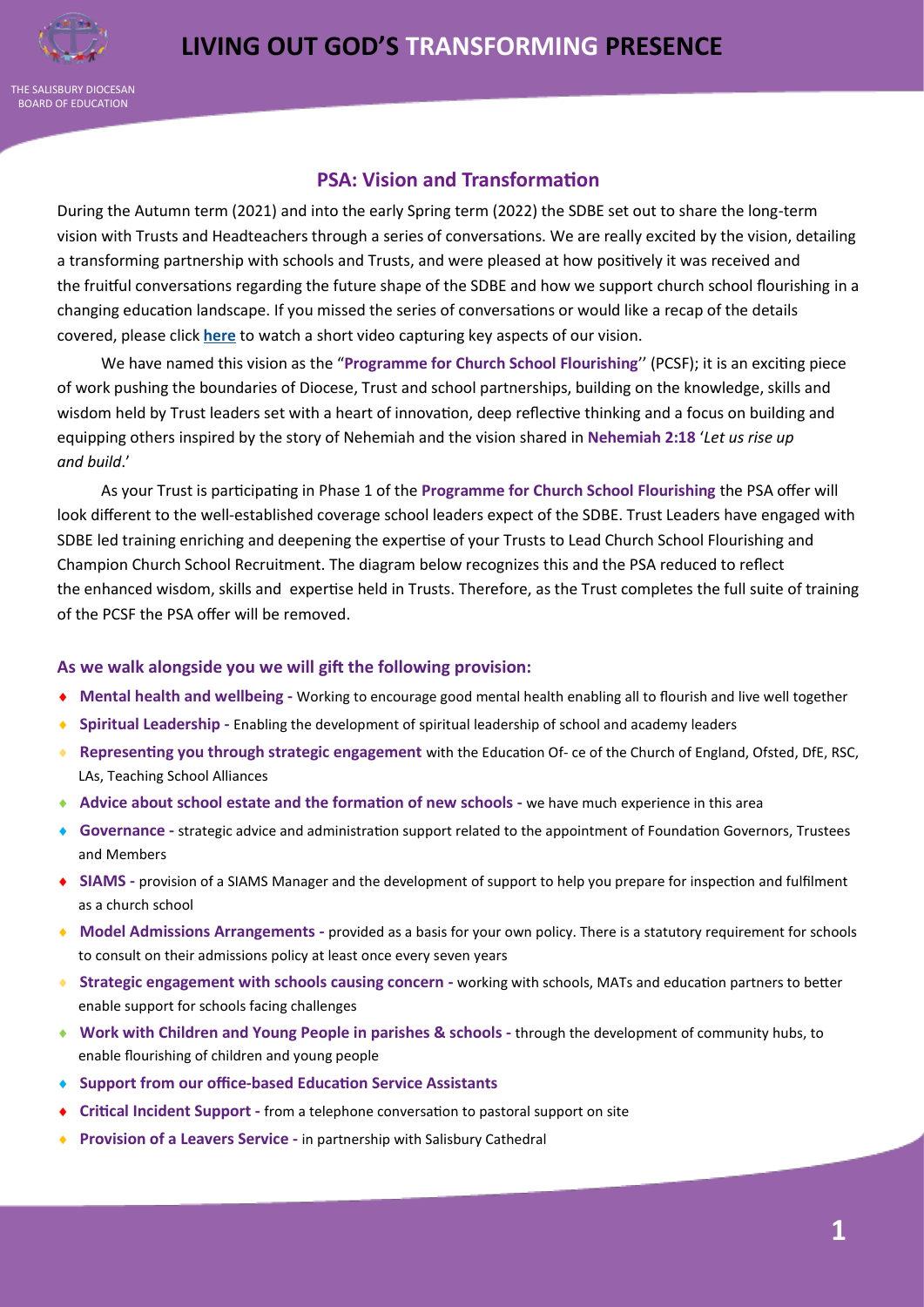## PSA: Vision and Transformation

During the Autumn term (2021) and into the early Spring term (2022) the SDBE set out to share the long-term vision with Trusts and Headteachers through a series of conversations. We are really excited by the vision, detailing a transforming partnership with schools and Trusts, and were pleased at how positively it was received and the fruitful conversations regarding the future shape of the SDBE and how we support church school flourishing in a changing education landscape. If you missed the series of conversations or would like a recap of the details covered, please click **here** to watch a short video capturing key aspects of our vision.

We have named this vision as the "**Programme for Church School Flourishing**" (PCSF); it is an exciting piece of work pushing the boundaries of Diocese, Trust and school partnerships, building on the knowledge, skills and wisdom held by Trust leaders set with a heart of innovation, deep reflective thinking and a focus on building and equipping others inspired by the story of Nehemiah and the vision shared in **Nehemiah 2:18** '*Let us rise up and build*.'

As your Trust is participating in Phase 1 of the **Programme for Church School Flourishing** the PSA offer will look different to the well-established coverage school leaders expect of the SDBE. Trust Leaders have engaged with SDBE led training enriching and deepening the expertise of your Trusts to Lead Church School Flourishing and Champion Church School Recruitment. The diagram below recognizes this and the PSA reduced to reflect the enhanced wisdom, skills and expertise held in Trusts. Therefore, as the Trust completes the full suite of training of the PCSF the PSA offer will be removed.

### As we walk alongside you we will gift the following provision:

- **Mental health and wellbeing -** Working to encourage good mental health enabling all to flourish and live well together
- **Spiritual Leadership -** Enabling the development of spiritual leadership of school and academy leaders
- **Representing you through strategic engagement** with the Education Of- ce of the Church of England, Ofsted, DfE, RSC, LAs, Teaching School Alliances
- **Advice about school estate and the formation of new schools -** we have much experience in this area
- **Governance -** strategic advice and administration support related to the appointment of Foundation Governors, Trustees and Members
- **SIAMS -** provision of a SIAMS Manager and the development of support to help you prepare for inspection and fulfilment as a church school
- **Model Admissions Arrangements -** provided as a basis for your own policy. There is a statutory requirement for schools to consult on their admissions policy at least once every seven years
- **Strategic engagement with schools causing concern -** working with schools, MATs and education partners to better enable support for schools facing challenges
- **Work with Children and Young People in parishes & schools -** through the development of community hubs, to enable flourishing of children and young people
- **Support from our office-based Education Service Assistants**
- **Critical Incident Support -** from a telephone conversation to pastoral support on site
- **Provision of a Leavers Service -** in partnership with Salisbury Cathedral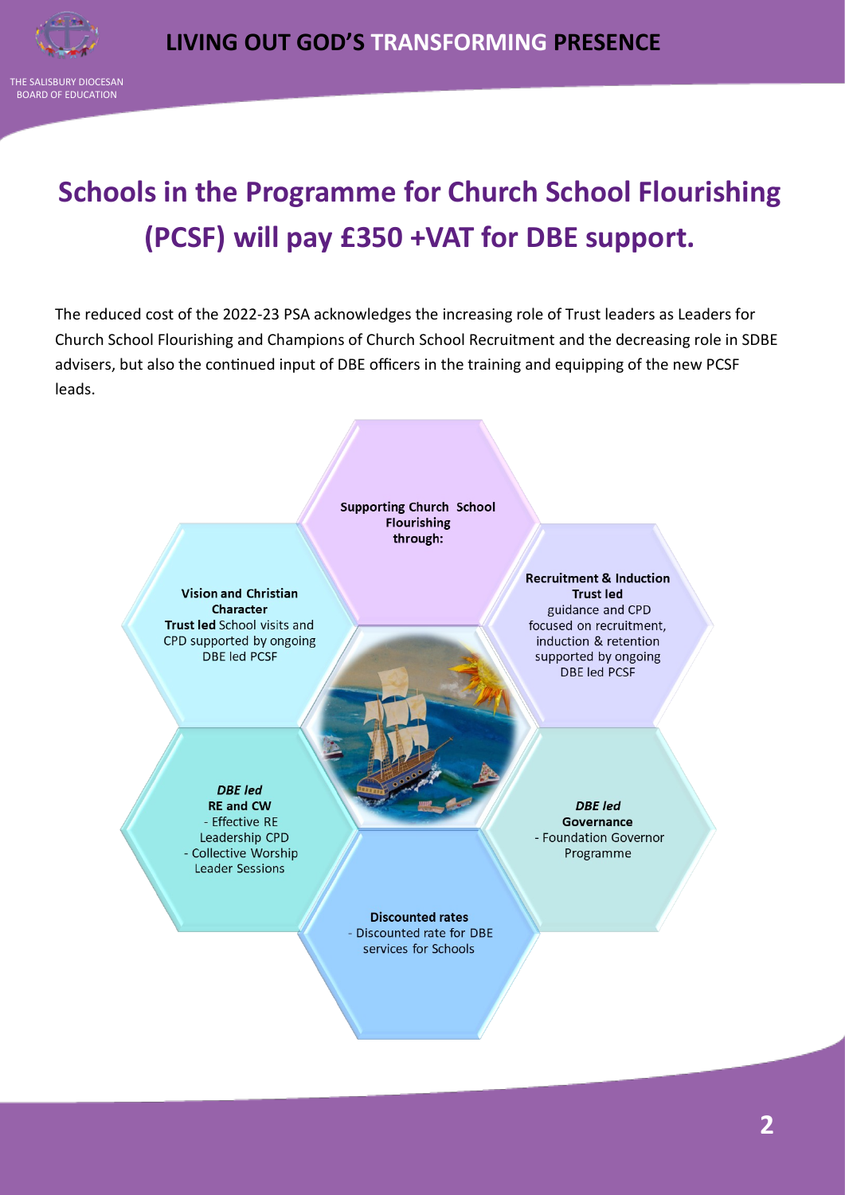# Schools in the Programme for Church School Flourishing (PCSF) will pay £350 +VAT for DBE support.

The reduced cost of the 2022-23 PSA acknowledges the increasing role of Trust leaders as Leaders for Church School Flourishing and Champions of Church School Recruitment and the decreasing role in SDBE advisers, but also the continued input of DBE officers in the training and equipping of the new PCSF leads.

**Supporting Church School Flourishing through:**

**Vision and Christian Character**
**Trust led** School visits and CPD supported by ongoing DBE led PCSF

**Recruitment & Induction**
**Trust led** guidance and CPD focused on recruitment, induction & retention supported by ongoing DBE led PCSF

***DBE led***
**RE and CW**
- Effective RE Leadership CPD
- Collective Worship Leader Sessions

***DBE led***
**Governance**
- Foundation Governor Programme

**Discounted rates**
- Discounted rate for DBE services for Schools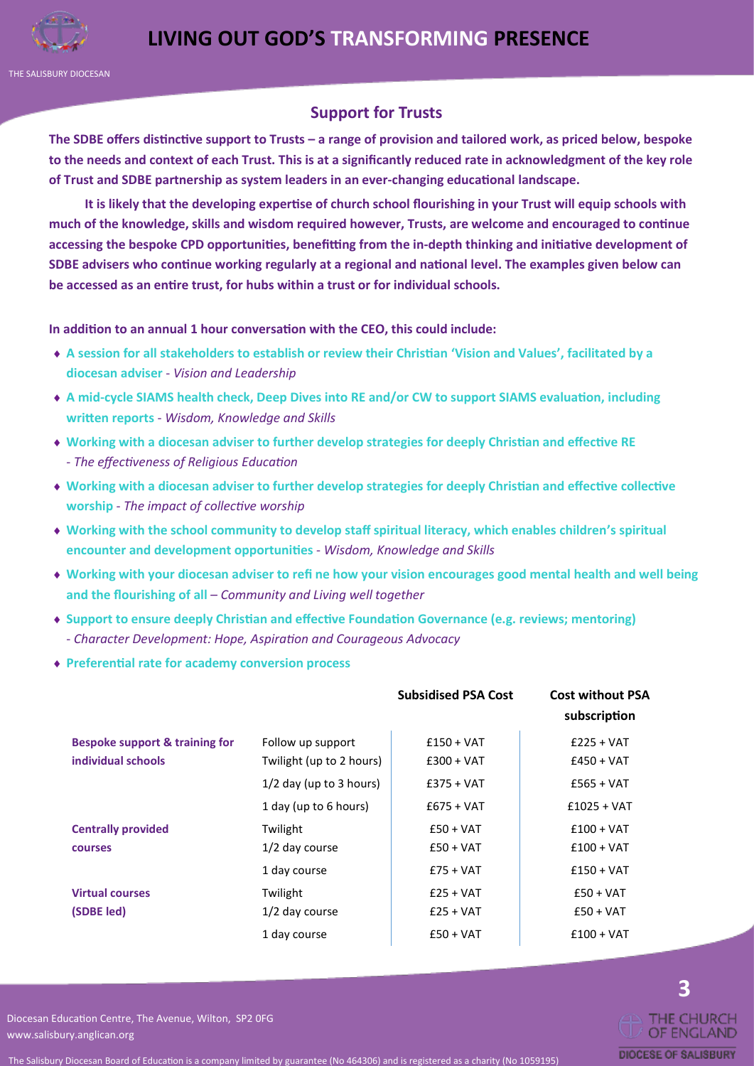# LIVING OUT GOD'S TRANSFORMING PRESENCE

## Support for Trusts

**The SDBE offers distinctive support to Trusts – a range of provision and tailored work, as priced below, bespoke to the needs and context of each Trust. This is at a significantly reduced rate in acknowledgment of the key role of Trust and SDBE partnership as system leaders in an ever-changing educational landscape.**

**It is likely that the developing expertise of church school flourishing in your Trust will equip schools with much of the knowledge, skills and wisdom required however, Trusts, are welcome and encouraged to continue accessing the bespoke CPD opportunities, benefitting from the in-depth thinking and initiative development of SDBE advisers who continue working regularly at a regional and national level. The examples given below can be accessed as an entire trust, for hubs within a trust or for individual schools.**

**In addition to an annual 1 hour conversation with the CEO, this could include:**

- **A session for all stakeholders to establish or review their Christian 'Vision and Values', facilitated by a diocesan adviser** - *Vision and Leadership*
- **A mid-cycle SIAMS health check, Deep Dives into RE and/or CW to support SIAMS evaluation, including written reports** - *Wisdom, Knowledge and Skills*
- **Working with a diocesan adviser to further develop strategies for deeply Christian and effective RE** - *The effectiveness of Religious Education*
- **Working with a diocesan adviser to further develop strategies for deeply Christian and effective collective worship** - *The impact of collective worship*
- **Working with the school community to develop staff spiritual literacy, which enables children's spiritual encounter and development opportunities** - *Wisdom, Knowledge and Skills*
- **Working with your diocesan adviser to refi ne how your vision encourages good mental health and well being and the flourishing of all** – *Community and Living well together*
- **Support to ensure deeply Christian and effective Foundation Governance (e.g. reviews; mentoring)** - *Character Development: Hope, Aspiration and Courageous Advocacy*
- **Preferential rate for academy conversion process**

| | | Subsidised PSA Cost | Cost without PSA subscription |
|---|---|---|---|
| **Bespoke support & training for individual schools** | Follow up support | £150 + VAT | £225 + VAT |
| | Twilight (up to 2 hours) | £300 + VAT | £450 + VAT |
| | 1/2 day (up to 3 hours) | £375 + VAT | £565 + VAT |
| | 1 day (up to 6 hours) | £675 + VAT | £1025 + VAT |
| **Centrally provided courses** | Twilight | £50 + VAT | £100 + VAT |
| | 1/2 day course | £50 + VAT | £100 + VAT |
| | 1 day course | £75 + VAT | £150 + VAT |
| **Virtual courses (SDBE led)** | Twilight | £25 + VAT | £50 + VAT |
| | 1/2 day course | £25 + VAT | £50 + VAT |
| | 1 day course | £50 + VAT | £100 + VAT |